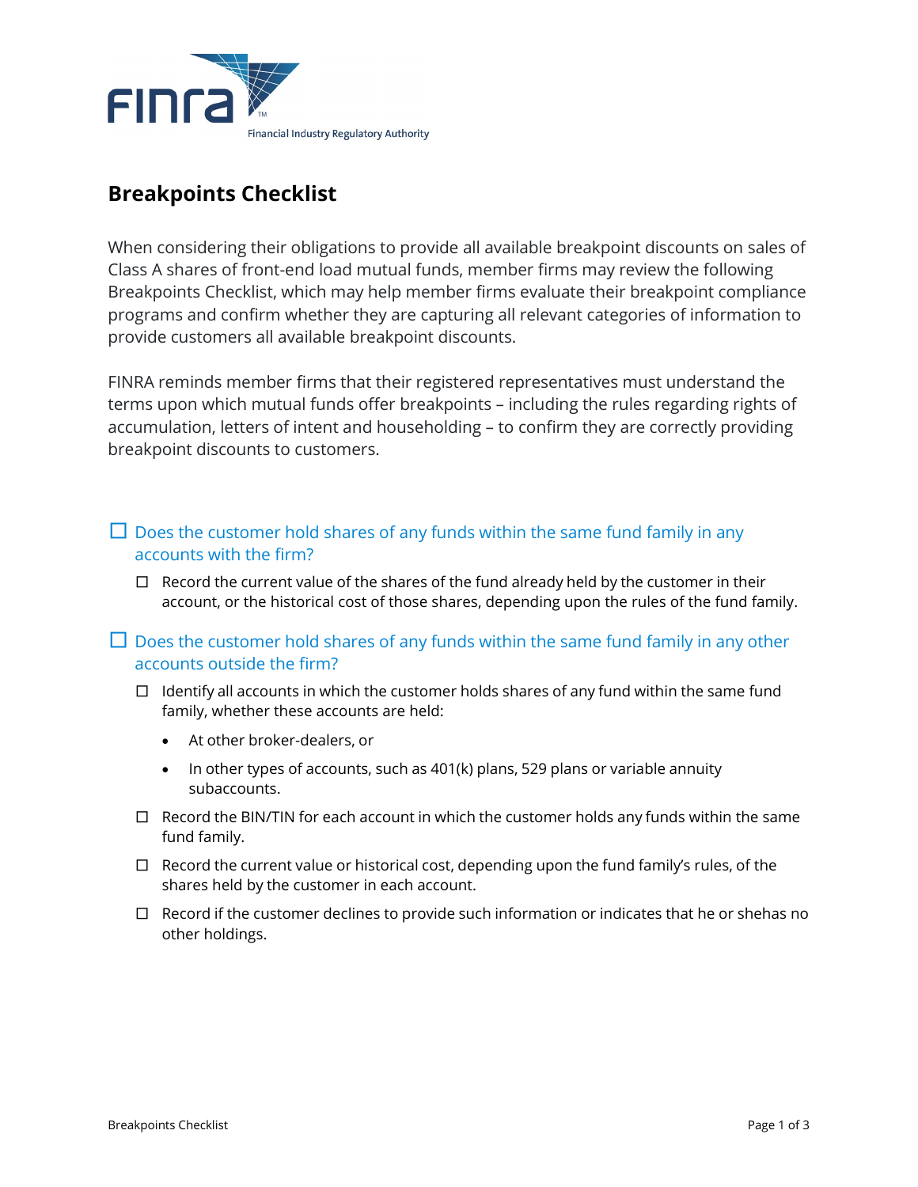# Breakpoints Checklist

When considering their obligations to provide all available breakpoint discounts on sales of Class A shares of front-end load mutual funds, member firms may review the following Breakpoints Checklist, which may help member firms evaluate their breakpoint compliance programs and confirm whether they are capturing all relevant categories of information to provide customers all available breakpoint discounts.

FINRA reminds member firms that their registered representatives must understand the terms upon which mutual funds offer breakpoints – including the rules regarding rights of accumulation, letters of intent and householding – to confirm they are correctly providing breakpoint discounts to customers.

- ☐ Does the customer hold shares of any funds within the same fund family in any accounts with the firm?
  - ☐ Record the current value of the shares of the fund already held by the customer in their account, or the historical cost of those shares, depending upon the rules of the fund family.
- ☐ Does the customer hold shares of any funds within the same fund family in any other accounts outside the firm?
  - ☐ Identify all accounts in which the customer holds shares of any fund within the same fund family, whether these accounts are held:
    - At other broker-dealers, or
    - In other types of accounts, such as 401(k) plans, 529 plans or variable annuity subaccounts.
  - ☐ Record the BIN/TIN for each account in which the customer holds any funds within the same fund family.
  - ☐ Record the current value or historical cost, depending upon the fund family's rules, of the shares held by the customer in each account.
  - ☐ Record if the customer declines to provide such information or indicates that he or shehas no other holdings.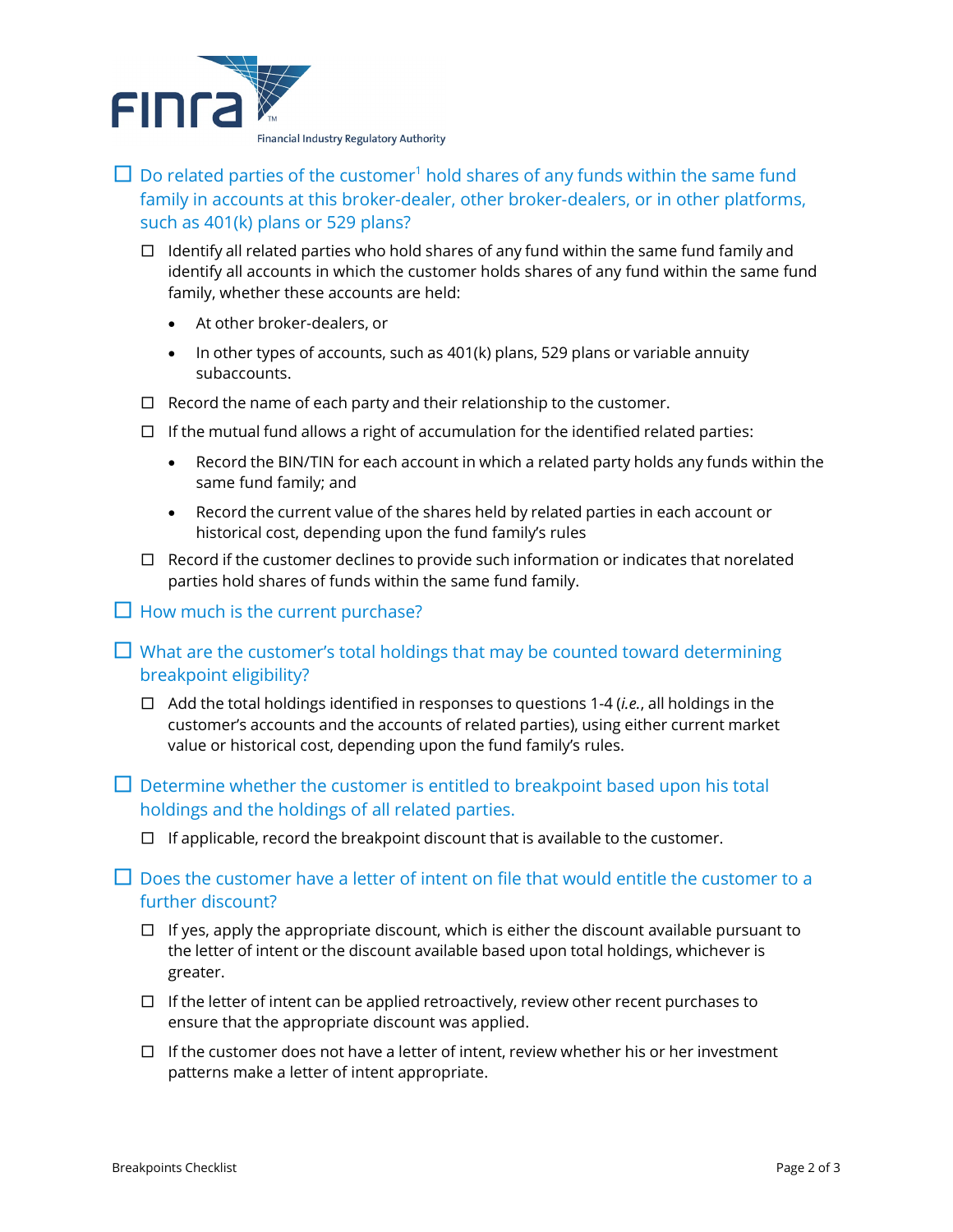- [ ] Do related parties of the customer[1] hold shares of any funds within the same fund family in accounts at this broker-dealer, other broker-dealers, or in other platforms, such as 401(k) plans or 529 plans?
  - [ ] Identify all related parties who hold shares of any fund within the same fund family and identify all accounts in which the customer holds shares of any fund within the same fund family, whether these accounts are held:
    - At other broker-dealers, or
    - In other types of accounts, such as 401(k) plans, 529 plans or variable annuity subaccounts.
  - [ ] Record the name of each party and their relationship to the customer.
  - [ ] If the mutual fund allows a right of accumulation for the identified related parties:
    - Record the BIN/TIN for each account in which a related party holds any funds within the same fund family; and
    - Record the current value of the shares held by related parties in each account or historical cost, depending upon the fund family's rules
  - [ ] Record if the customer declines to provide such information or indicates that norelated parties hold shares of funds within the same fund family.
- [ ] How much is the current purchase?
- [ ] What are the customer's total holdings that may be counted toward determining breakpoint eligibility?
  - [ ] Add the total holdings identified in responses to questions 1-4 (*i.e.*, all holdings in the customer's accounts and the accounts of related parties), using either current market value or historical cost, depending upon the fund family's rules.
- [ ] Determine whether the customer is entitled to breakpoint based upon his total holdings and the holdings of all related parties.
  - [ ] If applicable, record the breakpoint discount that is available to the customer.
- [ ] Does the customer have a letter of intent on file that would entitle the customer to a further discount?
  - [ ] If yes, apply the appropriate discount, which is either the discount available pursuant to the letter of intent or the discount available based upon total holdings, whichever is greater.
  - [ ] If the letter of intent can be applied retroactively, review other recent purchases to ensure that the appropriate discount was applied.
  - [ ] If the customer does not have a letter of intent, review whether his or her investment patterns make a letter of intent appropriate.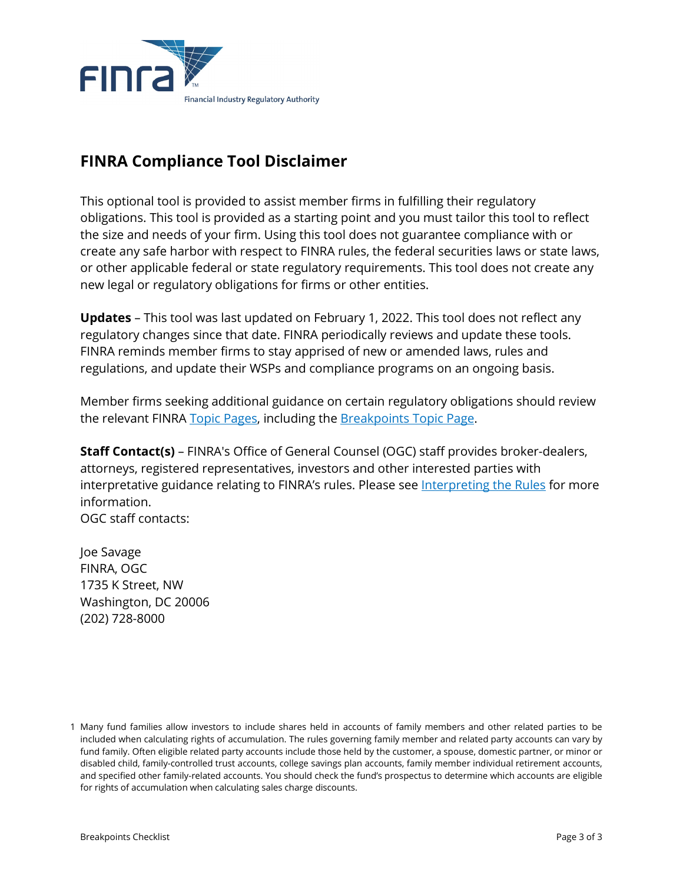# FINRA Compliance Tool Disclaimer

This optional tool is provided to assist member firms in fulfilling their regulatory obligations. This tool is provided as a starting point and you must tailor this tool to reflect the size and needs of your firm. Using this tool does not guarantee compliance with or create any safe harbor with respect to FINRA rules, the federal securities laws or state laws, or other applicable federal or state regulatory requirements. This tool does not create any new legal or regulatory obligations for firms or other entities.

**Updates** – This tool was last updated on February 1, 2022. This tool does not reflect any regulatory changes since that date. FINRA periodically reviews and update these tools. FINRA reminds member firms to stay apprised of new or amended laws, rules and regulations, and update their WSPs and compliance programs on an ongoing basis.

Member firms seeking additional guidance on certain regulatory obligations should review the relevant FINRA Topic Pages, including the Breakpoints Topic Page.

**Staff Contact(s)** – FINRA's Office of General Counsel (OGC) staff provides broker-dealers, attorneys, registered representatives, investors and other interested parties with interpretative guidance relating to FINRA's rules. Please see Interpreting the Rules for more information.
OGC staff contacts:

Joe Savage
FINRA, OGC
1735 K Street, NW
Washington, DC 20006
(202) 728-8000

1 Many fund families allow investors to include shares held in accounts of family members and other related parties to be included when calculating rights of accumulation. The rules governing family member and related party accounts can vary by fund family. Often eligible related party accounts include those held by the customer, a spouse, domestic partner, or minor or disabled child, family-controlled trust accounts, college savings plan accounts, family member individual retirement accounts, and specified other family-related accounts. You should check the fund's prospectus to determine which accounts are eligible for rights of accumulation when calculating sales charge discounts.